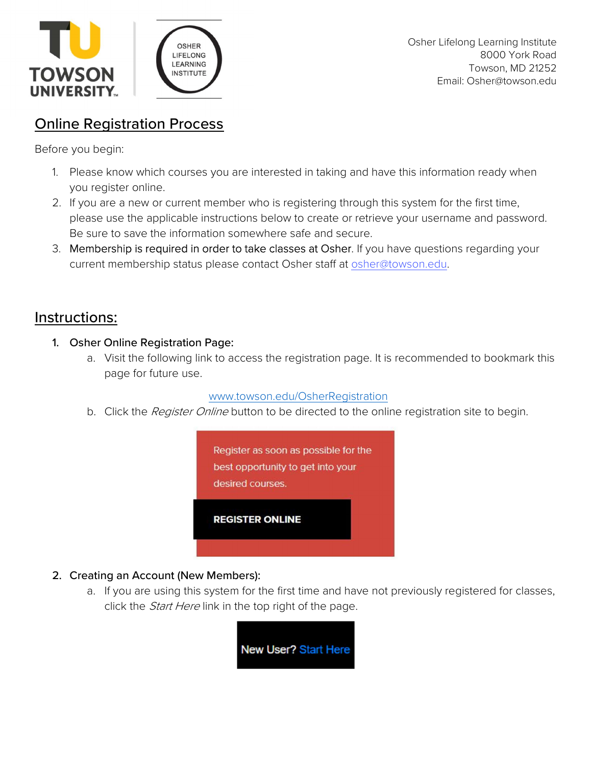Osher Lifelong Learning Institute
8000 York Road
Towson, MD 21252
Email: Osher@towson.edu

# Online Registration Process

Before you begin:

1. Please know which courses you are interested in taking and have this information ready when you register online.
2. If you are a new or current member who is registering through this system for the first time, please use the applicable instructions below to create or retrieve your username and password. Be sure to save the information somewhere safe and secure.
3. Membership is required in order to take classes at Osher. If you have questions regarding your current membership status please contact Osher staff at osher@towson.edu.

# Instructions:

1. **Osher Online Registration Page:**
   a. Visit the following link to access the registration page. It is recommended to bookmark this page for future use.

      www.towson.edu/OsherRegistration

   b. Click the *Register Online* button to be directed to the online registration site to begin.

      Register as soon as possible for the best opportunity to get into your desired courses.

      **REGISTER ONLINE**

2. **Creating an Account (New Members):**
   a. If you are using this system for the first time and have not previously registered for classes, click the *Start Here* link in the top right of the page.

      New User? Start Here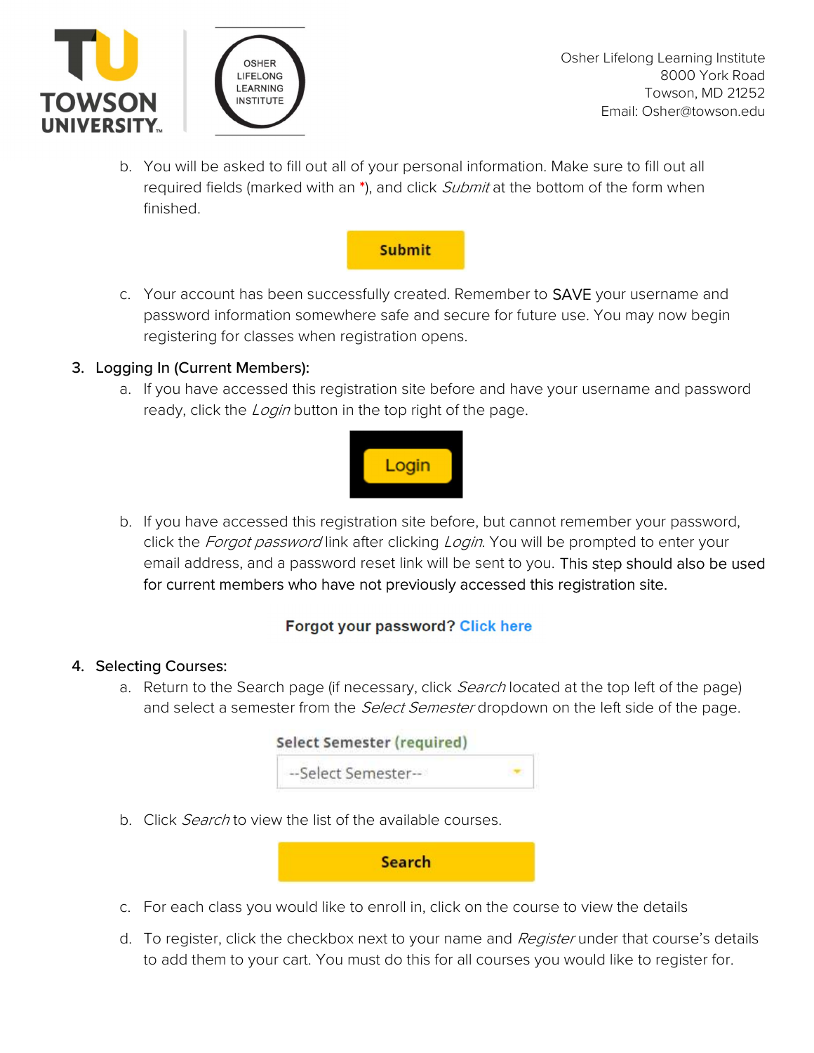b. You will be asked to fill out all of your personal information. Make sure to fill out all required fields (marked with an *), and click *Submit* at the bottom of the form when finished.

Submit

c. Your account has been successfully created. Remember to SAVE your username and password information somewhere safe and secure for future use. You may now begin registering for classes when registration opens.

3. Logging In (Current Members):
   a. If you have accessed this registration site before and have your username and password ready, click the *Login* button in the top right of the page.

   Login

   b. If you have accessed this registration site before, but cannot remember your password, click the *Forgot password* link after clicking *Login*. You will be prompted to enter your email address, and a password reset link will be sent to you. This step should also be used for current members who have not previously accessed this registration site.

   **Forgot your password? Click here**

4. Selecting Courses:
   a. Return to the Search page (if necessary, click *Search* located at the top left of the page) and select a semester from the *Select Semester* dropdown on the left side of the page.

   Select Semester (required)
   --Select Semester--

   b. Click *Search* to view the list of the available courses.

   Search

   c. For each class you would like to enroll in, click on the course to view the details

   d. To register, click the checkbox next to your name and *Register* under that course's details to add them to your cart. You must do this for all courses you would like to register for.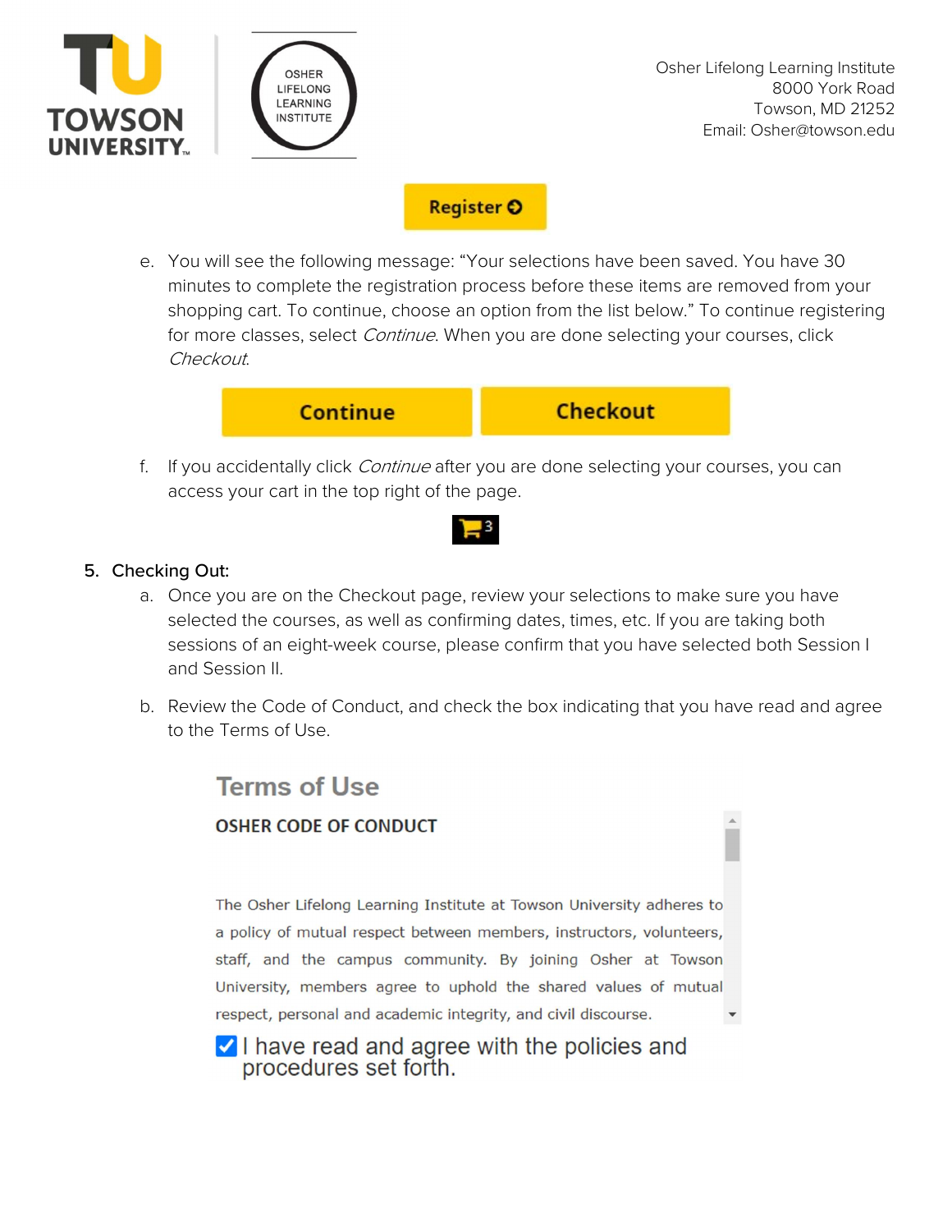Osher Lifelong Learning Institute
8000 York Road
Towson, MD 21252
Email: Osher@towson.edu

**Register**

e. You will see the following message: "Your selections have been saved. You have 30 minutes to complete the registration process before these items are removed from your shopping cart. To continue, choose an option from the list below." To continue registering for more classes, select *Continue*. When you are done selecting your courses, click *Checkout*.

**Continue** **Checkout**

f. If you accidentally click *Continue* after you are done selecting your courses, you can access your cart in the top right of the page.

5. Checking Out:
   a. Once you are on the Checkout page, review your selections to make sure you have selected the courses, as well as confirming dates, times, etc. If you are taking both sessions of an eight-week course, please confirm that you have selected both Session I and Session II.

   b. Review the Code of Conduct, and check the box indicating that you have read and agree to the Terms of Use.

**Terms of Use**

**OSHER CODE OF CONDUCT**

The Osher Lifelong Learning Institute at Towson University adheres to a policy of mutual respect between members, instructors, volunteers, staff, and the campus community. By joining Osher at Towson University, members agree to uphold the shared values of mutual respect, personal and academic integrity, and civil discourse.

☑ I have read and agree with the policies and procedures set forth.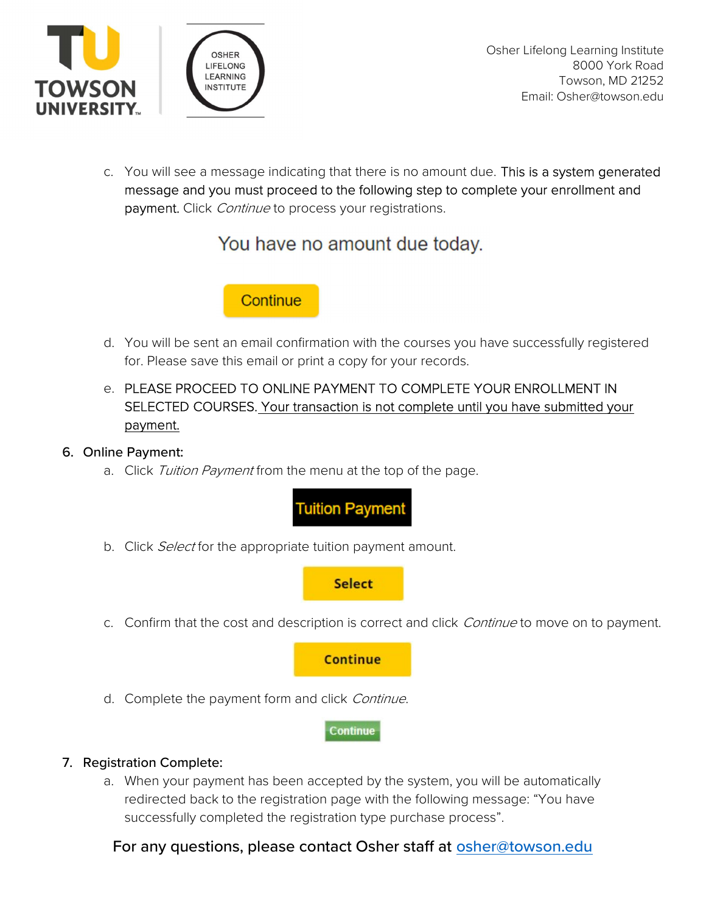c. You will see a message indicating that there is no amount due. This is a system generated message and you must proceed to the following step to complete your enrollment and payment. Click *Continue* to process your registrations.

You have no amount due today.

Continue

d. You will be sent an email confirmation with the courses you have successfully registered for. Please save this email or print a copy for your records.

e. PLEASE PROCEED TO ONLINE PAYMENT TO COMPLETE YOUR ENROLLMENT IN SELECTED COURSES. Your transaction is not complete until you have submitted your payment.

6. Online Payment:

a. Click *Tuition Payment* from the menu at the top of the page.

Tuition Payment

b. Click *Select* for the appropriate tuition payment amount.

Select

c. Confirm that the cost and description is correct and click *Continue* to move on to payment.

Continue

d. Complete the payment form and click *Continue*.

Continue

7. Registration Complete:

a. When your payment has been accepted by the system, you will be automatically redirected back to the registration page with the following message: "You have successfully completed the registration type purchase process".

For any questions, please contact Osher staff at osher@towson.edu